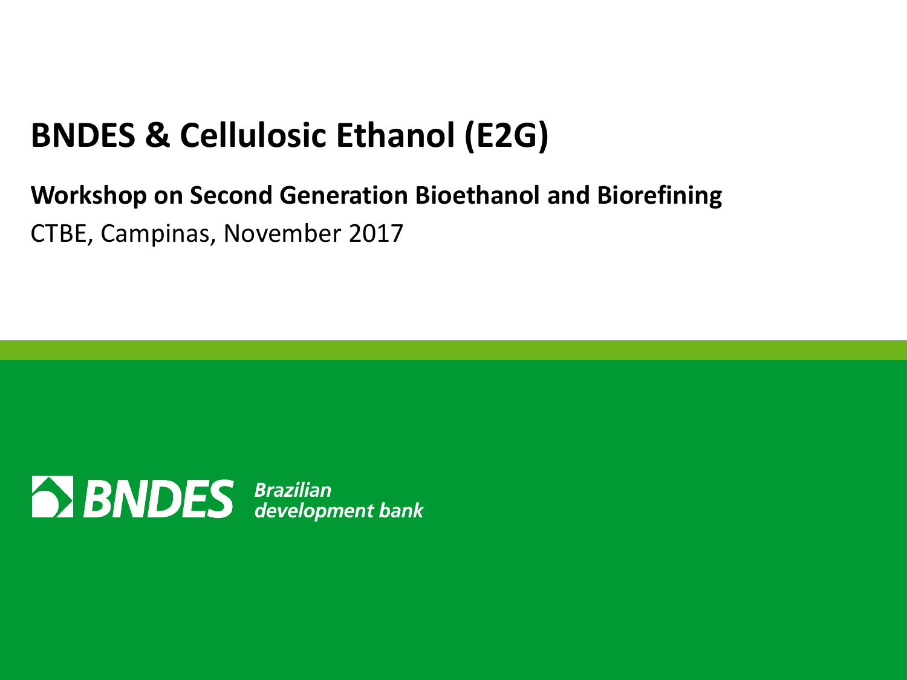# BNDES & Cellulosic Ethanol (E2G)

**Workshop on Second Generation Bioethanol and Biorefining**

CTBE, Campinas, November 2017

BNDES *Brazilian development bank*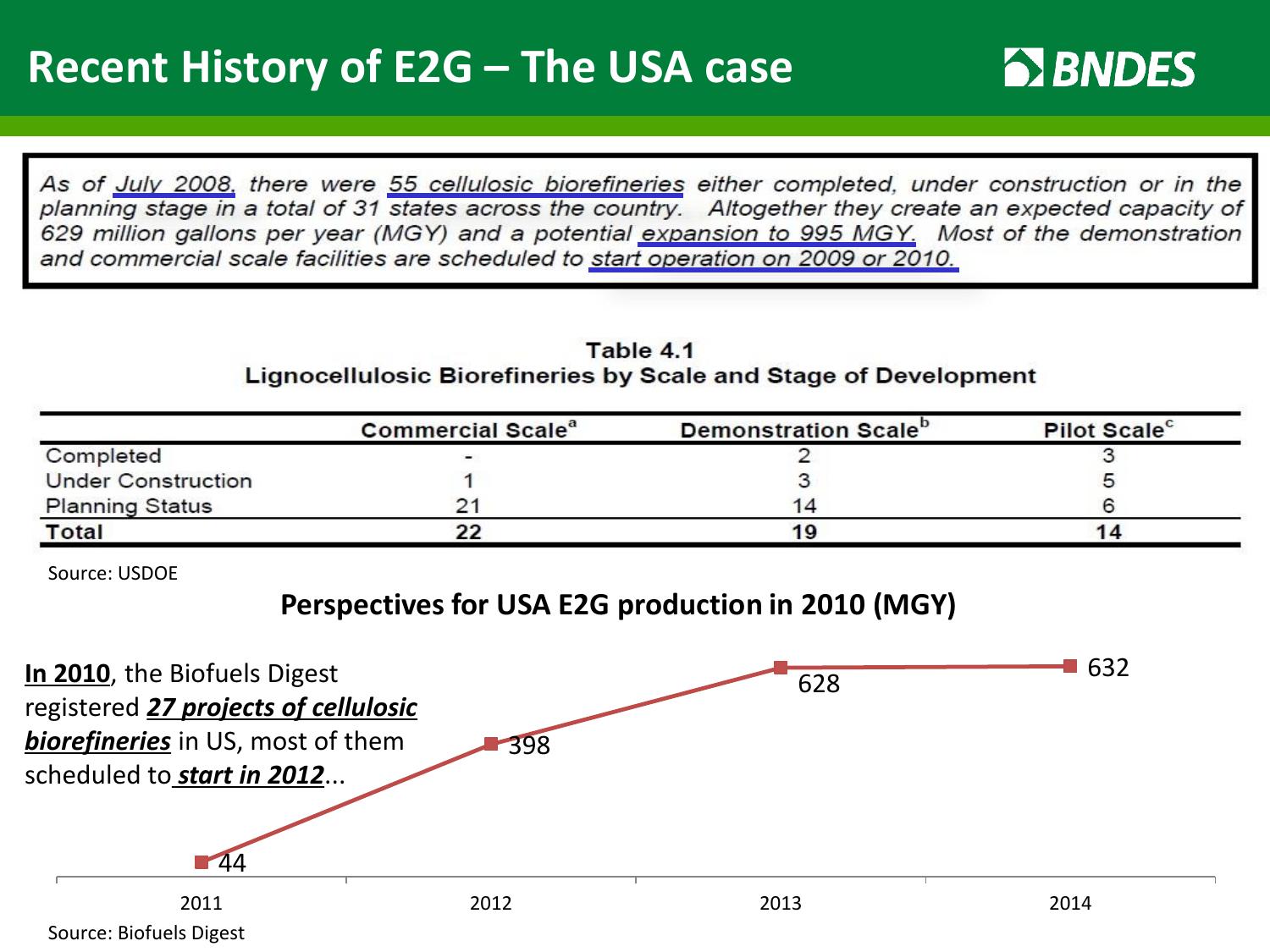# Recent History of E2G – The USA case

As of July 2008, there were 55 cellulosic biorefineries either completed, under construction or in the planning stage in a total of 31 states across the country. Altogether they create an expected capacity of 629 million gallons per year (MGY) and a potential expansion to 995 MGY. Most of the demonstration and commercial scale facilities are scheduled to start operation on 2009 or 2010.

**Table 4.1**
**Lignocellulosic Biorefineries by Scale and Stage of Development**

| | Commercial Scale[a] | Demonstration Scale[b] | Pilot Scale[c] |
|---|---|---|---|
| Completed | - | 2 | 3 |
| Under Construction | 1 | 3 | 5 |
| Planning Status | 21 | 14 | 6 |
| **Total** | **22** | **19** | **14** |

Source: USDOE

**Perspectives for USA E2G production in 2010 (MGY)**

**In 2010**, the Biofuels Digest registered ***27 projects of cellulosic biorefineries*** in US, most of them scheduled to ***start in 2012***...

| Year | 2011 | 2012 | 2013 | 2014 |
|---|---|---|---|---|
| MGY | 44 | 398 | 628 | 632 |

Source: Biofuels Digest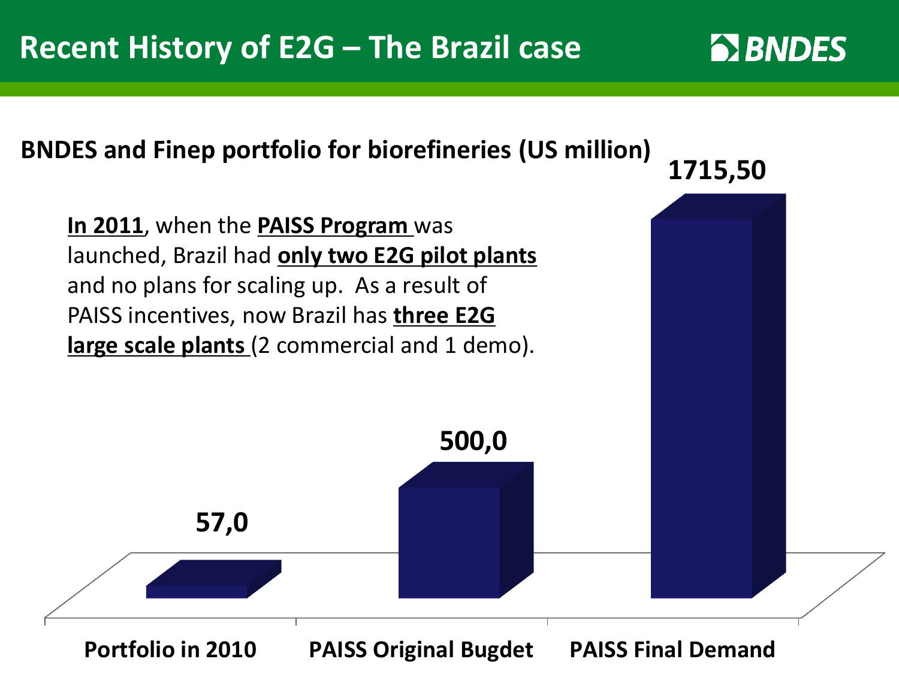# Recent History of E2G – The Brazil case

**BNDES and Finep portfolio for biorefineries (US million)**

**In 2011**, when the **PAISS Program** was launched, Brazil had **only two E2G pilot plants** and no plans for scaling up. As a result of PAISS incentives, now Brazil has **three E2G large scale plants** (2 commercial and 1 demo).

| Portfolio in 2010 | PAISS Original Bugdet | PAISS Final Demand |
|---|---|---|
| 57,0 | 500,0 | 1715,50 |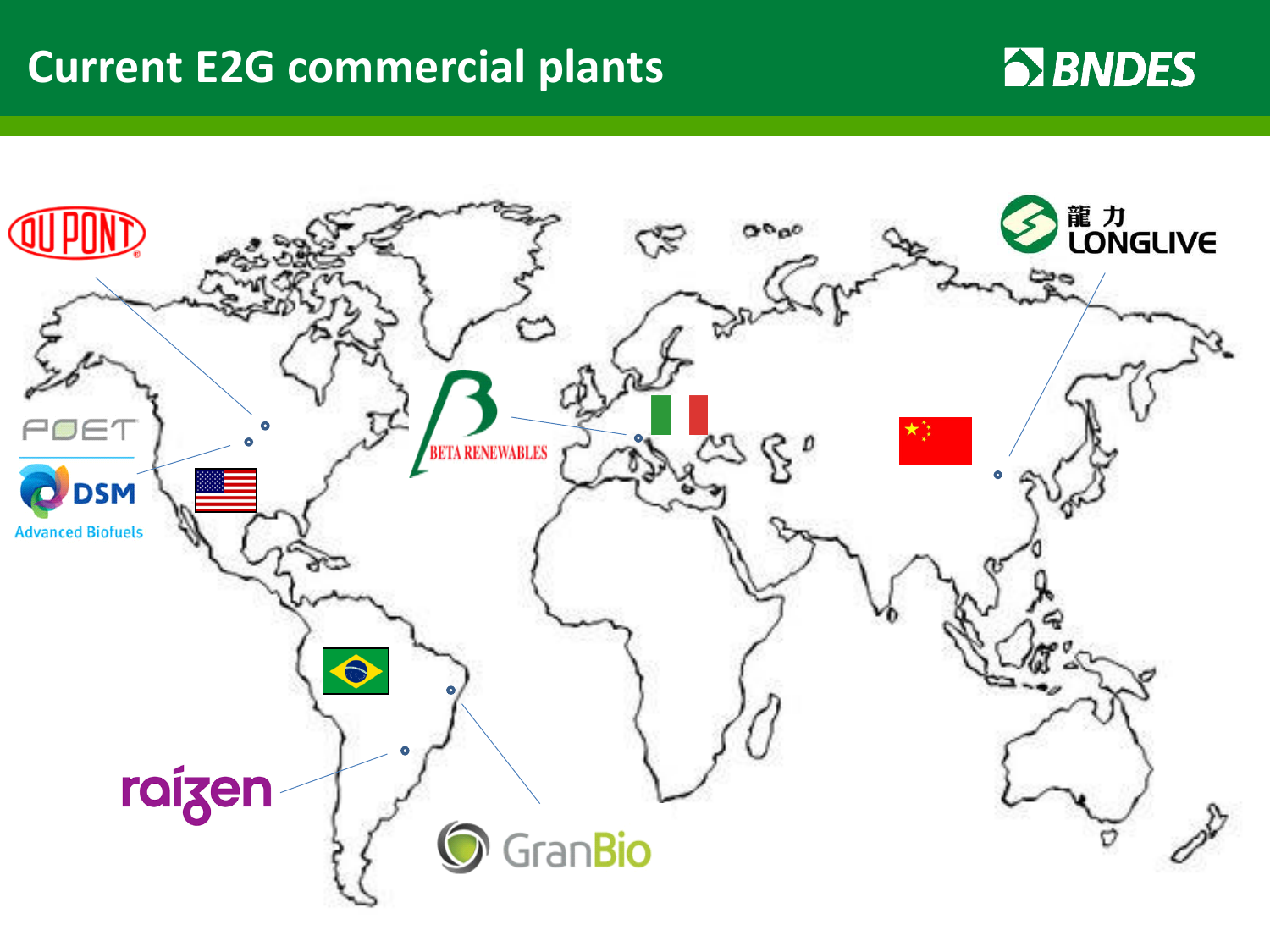# Current E2G commercial plants

DUPONT

POET

DSM Advanced Biofuels

BETA RENEWABLES

龍 力 LONGLIVE

raízen

GranBio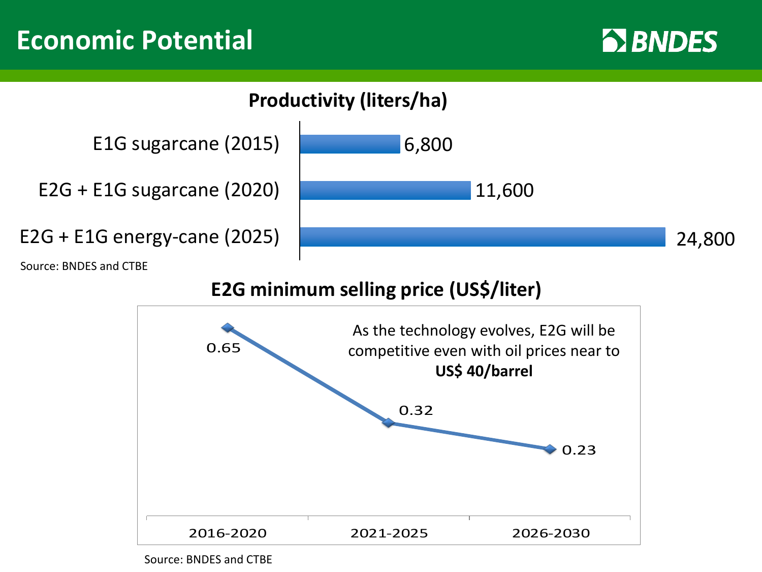# Economic Potential

BNDES

### Productivity (liters/ha)

| | Productivity (liters/ha) |
|---|---|
| E1G sugarcane (2015) | 6,800 |
| E2G + E1G sugarcane (2020) | 11,600 |
| E2G + E1G energy-cane (2025) | 24,800 |

Source: BNDES and CTBE

### E2G minimum selling price (US$/liter)

| Period | US$/liter |
|---|---|
| 2016-2020 | 0.65 |
| 2021-2025 | 0.32 |
| 2026-2030 | 0.23 |

As the technology evolves, E2G will be competitive even with oil prices near to **US$ 40/barrel**

Source: BNDES and CTBE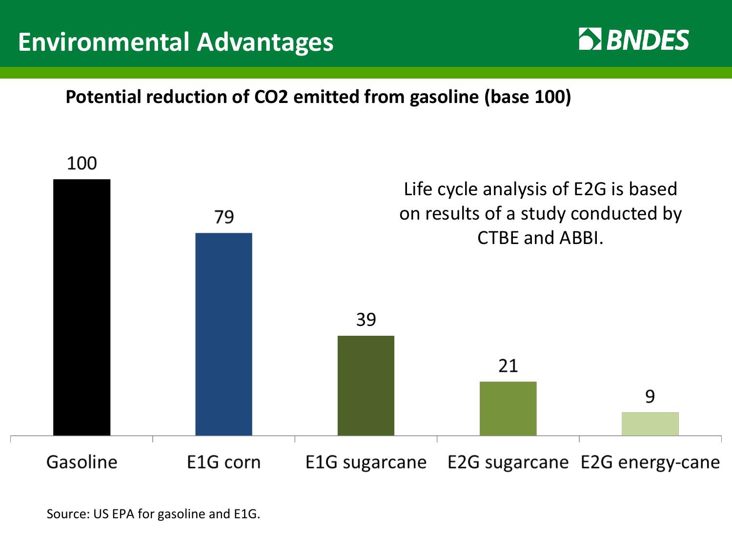# Environmental Advantages

**Potential reduction of $CO_2$ emitted from gasoline (base 100)**

| Gasoline | E1G corn | E1G sugarcane | E2G sugarcane | E2G energy-cane |
|---|---|---|---|---|
| 100 | 79 | 39 | 21 | 9 |

Life cycle analysis of E2G is based on results of a study conducted by CTBE and ABBI.

Source: US EPA for gasoline and E1G.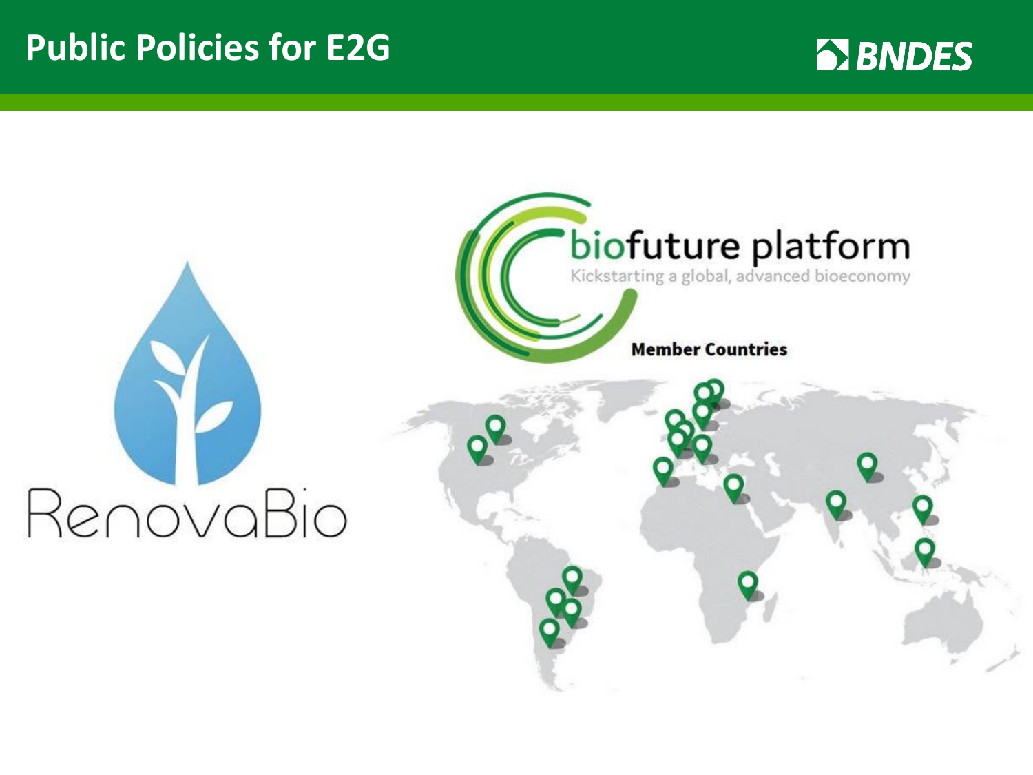# Public Policies for E2G

RenovaBio

biofuture platform

Kickstarting a global, advanced bioeconomy

**Member Countries**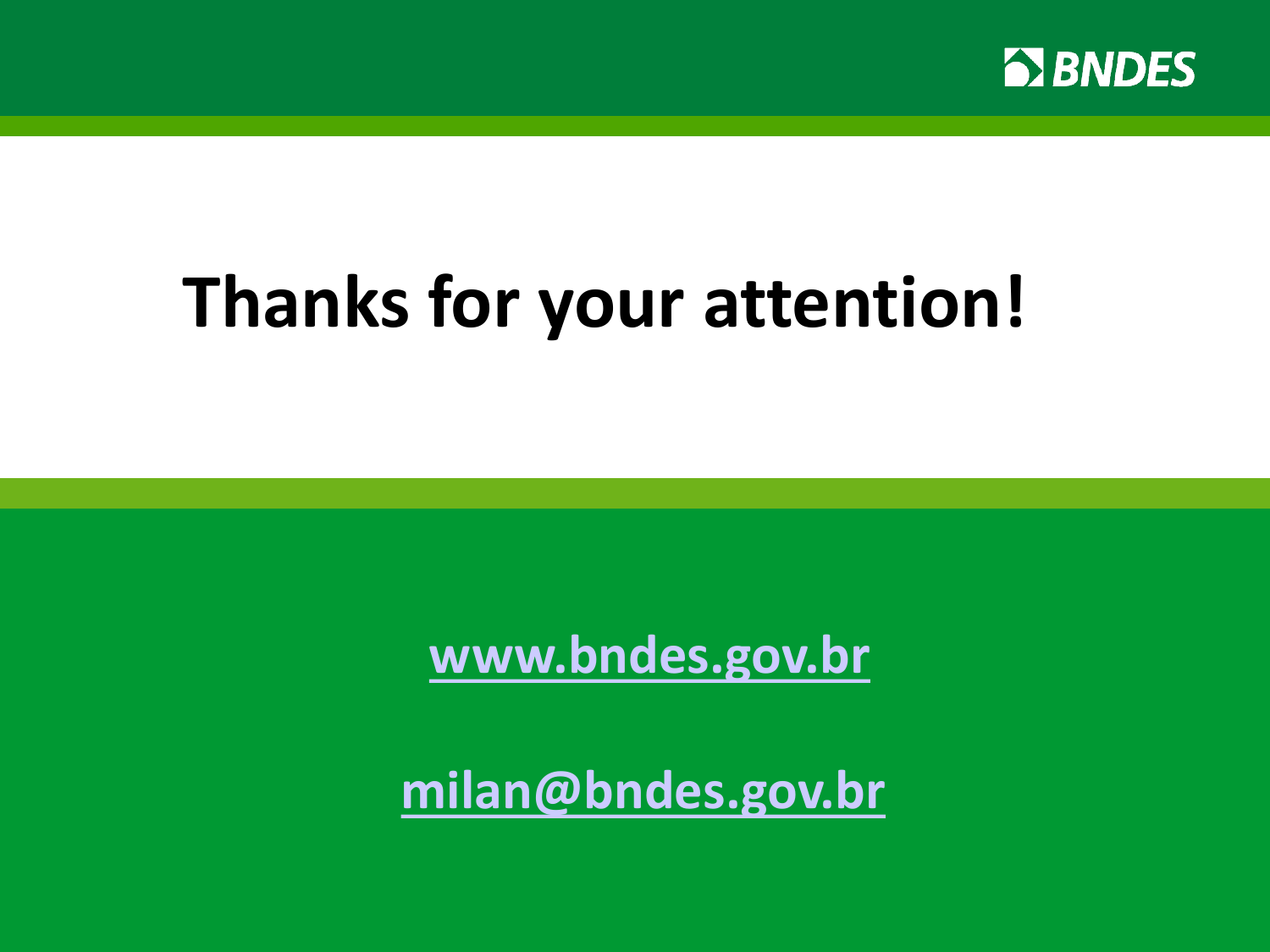# Thanks for your attention!

www.bndes.gov.br

milan@bndes.gov.br